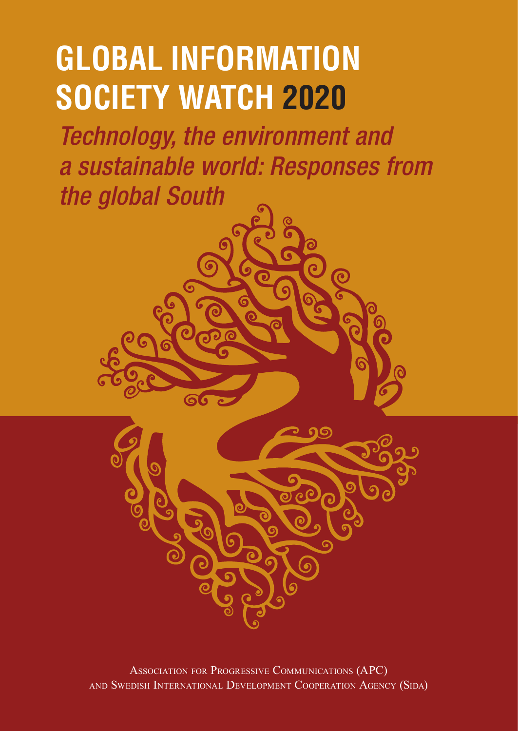# GLOBAL INFORMATION SOCIETY WATCH 2020

*Technology, the environment and a sustainable world: Responses from the global South*

Association for Progressive Communications (APC) and Swedish International Development Cooperation Agency (Sida)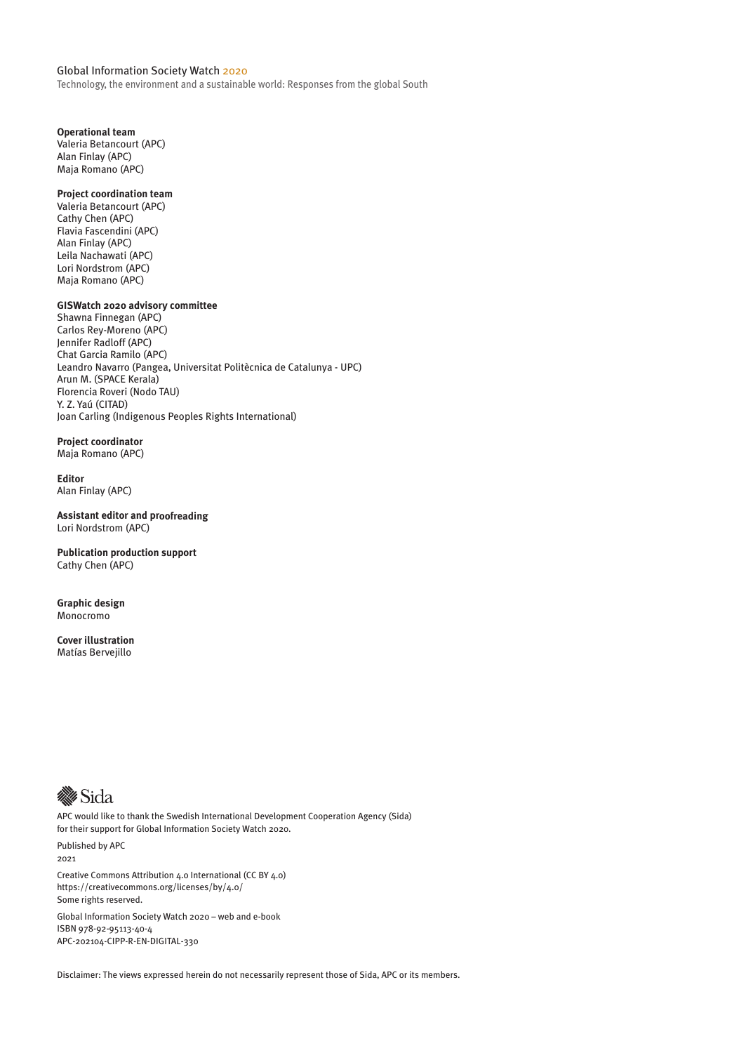Global Information Society Watch 2020

Technology, the environment and a sustainable world: Responses from the global South

**Operational team**
Valeria Betancourt (APC)
Alan Finlay (APC)
Maja Romano (APC)

**Project coordination team**
Valeria Betancourt (APC)
Cathy Chen (APC)
Flavia Fascendini (APC)
Alan Finlay (APC)
Leila Nachawati (APC)
Lori Nordstrom (APC)
Maja Romano (APC)

**GISWatch 2020 advisory committee**
Shawna Finnegan (APC)
Carlos Rey-Moreno (APC)
Jennifer Radloff (APC)
Chat Garcia Ramilo (APC)
Leandro Navarro (Pangea, Universitat Politècnica de Catalunya - UPC)
Arun M. (SPACE Kerala)
Florencia Roveri (Nodo TAU)
Y. Z. Yaú (CITAD)
Joan Carling (Indigenous Peoples Rights International)

**Project coordinator**
Maja Romano (APC)

**Editor**
Alan Finlay (APC)

**Assistant editor and proofreading**
Lori Nordstrom (APC)

**Publication production support**
Cathy Chen (APC)

**Graphic design**
Monocromo

**Cover illustration**
Matías Bervejillo

Sida

APC would like to thank the Swedish International Development Cooperation Agency (Sida) for their support for Global Information Society Watch 2020.

Published by APC
2021

Creative Commons Attribution 4.0 International (CC BY 4.0)
https://creativecommons.org/licenses/by/4.0/
Some rights reserved.

Global Information Society Watch 2020 – web and e-book
ISBN 978-92-95113-40-4
APC-202104-CIPP-R-EN-DIGITAL-330

Disclaimer: The views expressed herein do not necessarily represent those of Sida, APC or its members.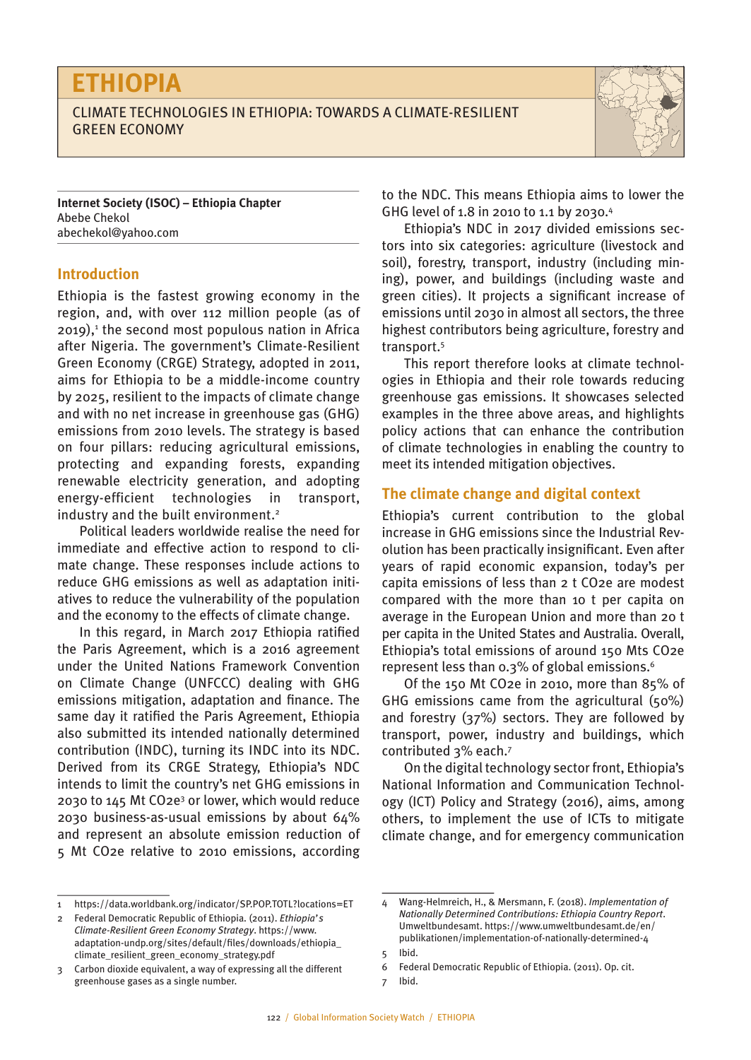# ETHIOPIA

CLIMATE TECHNOLOGIES IN ETHIOPIA: TOWARDS A CLIMATE-RESILIENT GREEN ECONOMY

**Internet Society (ISOC) – Ethiopia Chapter**
Abebe Chekol
abechekol@yahoo.com

## Introduction

Ethiopia is the fastest growing economy in the region, and, with over 112 million people (as of 2019),[1] the second most populous nation in Africa after Nigeria. The government's Climate-Resilient Green Economy (CRGE) Strategy, adopted in 2011, aims for Ethiopia to be a middle-income country by 2025, resilient to the impacts of climate change and with no net increase in greenhouse gas (GHG) emissions from 2010 levels. The strategy is based on four pillars: reducing agricultural emissions, protecting and expanding forests, expanding renewable electricity generation, and adopting energy-efficient technologies in transport, industry and the built environment.[2]

Political leaders worldwide realise the need for immediate and effective action to respond to climate change. These responses include actions to reduce GHG emissions as well as adaptation initiatives to reduce the vulnerability of the population and the economy to the effects of climate change.

In this regard, in March 2017 Ethiopia ratified the Paris Agreement, which is a 2016 agreement under the United Nations Framework Convention on Climate Change (UNFCCC) dealing with GHG emissions mitigation, adaptation and finance. The same day it ratified the Paris Agreement, Ethiopia also submitted its intended nationally determined contribution (INDC), turning its INDC into its NDC. Derived from its CRGE Strategy, Ethiopia's NDC intends to limit the country's net GHG emissions in 2030 to 145 Mt CO2e[3] or lower, which would reduce 2030 business-as-usual emissions by about 64% and represent an absolute emission reduction of 5 Mt CO2e relative to 2010 emissions, according to the NDC. This means Ethiopia aims to lower the GHG level of 1.8 in 2010 to 1.1 by 2030.[4]

Ethiopia's NDC in 2017 divided emissions sectors into six categories: agriculture (livestock and soil), forestry, transport, industry (including mining), power, and buildings (including waste and green cities). It projects a significant increase of emissions until 2030 in almost all sectors, the three highest contributors being agriculture, forestry and transport.[5]

This report therefore looks at climate technologies in Ethiopia and their role towards reducing greenhouse gas emissions. It showcases selected examples in the three above areas, and highlights policy actions that can enhance the contribution of climate technologies in enabling the country to meet its intended mitigation objectives.

## The climate change and digital context

Ethiopia's current contribution to the global increase in GHG emissions since the Industrial Revolution has been practically insignificant. Even after years of rapid economic expansion, today's per capita emissions of less than 2 t CO2e are modest compared with the more than 10 t per capita on average in the European Union and more than 20 t per capita in the United States and Australia. Overall, Ethiopia's total emissions of around 150 Mts CO2e represent less than 0.3% of global emissions.[6]

Of the 150 Mt CO2e in 2010, more than 85% of GHG emissions came from the agricultural (50%) and forestry (37%) sectors. They are followed by transport, power, industry and buildings, which contributed 3% each.[7]

On the digital technology sector front, Ethiopia's National Information and Communication Technology (ICT) Policy and Strategy (2016), aims, among others, to implement the use of ICTs to mitigate climate change, and for emergency communication

---

1 https://data.worldbank.org/indicator/SP.POP.TOTL?locations=ET

2 Federal Democratic Republic of Ethiopia. (2011). *Ethiopia's Climate-Resilient Green Economy Strategy*. https://www.adaptation-undp.org/sites/default/files/downloads/ethiopia_climate_resilient_green_economy_strategy.pdf

3 Carbon dioxide equivalent, a way of expressing all the different greenhouse gases as a single number.

4 Wang-Helmreich, H., & Mersmann, F. (2018). *Implementation of Nationally Determined Contributions: Ethiopia Country Report*. Umweltbundesamt. https://www.umweltbundesamt.de/en/publikationen/implementation-of-nationally-determined-4

5 Ibid.

6 Federal Democratic Republic of Ethiopia. (2011). Op. cit.

7 Ibid.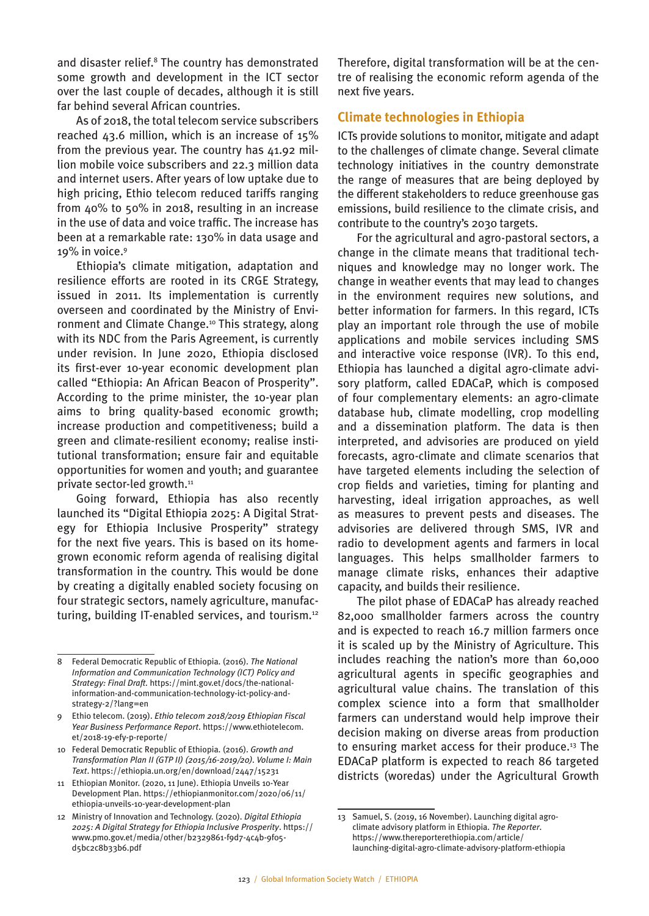and disaster relief.[8] The country has demonstrated some growth and development in the ICT sector over the last couple of decades, although it is still far behind several African countries.

As of 2018, the total telecom service subscribers reached 43.6 million, which is an increase of 15% from the previous year. The country has 41.92 million mobile voice subscribers and 22.3 million data and internet users. After years of low uptake due to high pricing, Ethio telecom reduced tariffs ranging from 40% to 50% in 2018, resulting in an increase in the use of data and voice traffic. The increase has been at a remarkable rate: 130% in data usage and 19% in voice.[9]

Ethiopia's climate mitigation, adaptation and resilience efforts are rooted in its CRGE Strategy, issued in 2011. Its implementation is currently overseen and coordinated by the Ministry of Environment and Climate Change.[10] This strategy, along with its NDC from the Paris Agreement, is currently under revision. In June 2020, Ethiopia disclosed its first-ever 10-year economic development plan called "Ethiopia: An African Beacon of Prosperity". According to the prime minister, the 10-year plan aims to bring quality-based economic growth; increase production and competitiveness; build a green and climate-resilient economy; realise institutional transformation; ensure fair and equitable opportunities for women and youth; and guarantee private sector-led growth.[11]

Going forward, Ethiopia has also recently launched its "Digital Ethiopia 2025: A Digital Strategy for Ethiopia Inclusive Prosperity" strategy for the next five years. This is based on its homegrown economic reform agenda of realising digital transformation in the country. This would be done by creating a digitally enabled society focusing on four strategic sectors, namely agriculture, manufacturing, building IT-enabled services, and tourism.[12] Therefore, digital transformation will be at the centre of realising the economic reform agenda of the next five years.

## Climate technologies in Ethiopia

ICTs provide solutions to monitor, mitigate and adapt to the challenges of climate change. Several climate technology initiatives in the country demonstrate the range of measures that are being deployed by the different stakeholders to reduce greenhouse gas emissions, build resilience to the climate crisis, and contribute to the country's 2030 targets.

For the agricultural and agro-pastoral sectors, a change in the climate means that traditional techniques and knowledge may no longer work. The change in weather events that may lead to changes in the environment requires new solutions, and better information for farmers. In this regard, ICTs play an important role through the use of mobile applications and mobile services including SMS and interactive voice response (IVR). To this end, Ethiopia has launched a digital agro-climate advisory platform, called EDACaP, which is composed of four complementary elements: an agro-climate database hub, climate modelling, crop modelling and a dissemination platform. The data is then interpreted, and advisories are produced on yield forecasts, agro-climate and climate scenarios that have targeted elements including the selection of crop fields and varieties, timing for planting and harvesting, ideal irrigation approaches, as well as measures to prevent pests and diseases. The advisories are delivered through SMS, IVR and radio to development agents and farmers in local languages. This helps smallholder farmers to manage climate risks, enhances their adaptive capacity, and builds their resilience.

The pilot phase of EDACaP has already reached 82,000 smallholder farmers across the country and is expected to reach 16.7 million farmers once it is scaled up by the Ministry of Agriculture. This includes reaching the nation's more than 60,000 agricultural agents in specific geographies and agricultural value chains. The translation of this complex science into a form that smallholder farmers can understand would help improve their decision making on diverse areas from production to ensuring market access for their produce.[13] The EDACaP platform is expected to reach 86 targeted districts (woredas) under the Agricultural Growth

---

8 Federal Democratic Republic of Ethiopia. (2016). *The National Information and Communication Technology (ICT) Policy and Strategy: Final Draft.* https://mint.gov.et/docs/the-national-information-and-communication-technology-ict-policy-and-strategy-2/?lang=en

9 Ethio telecom. (2019). *Ethio telecom 2018/2019 Ethiopian Fiscal Year Business Performance Report.* https://www.ethiotelecom.et/2018-19-efy-p-reporte/

10 Federal Democratic Republic of Ethiopia. (2016). *Growth and Transformation Plan II (GTP II) (2015/16-2019/20). Volume I: Main Text.* https://ethiopia.un.org/en/download/2447/15231

11 Ethiopian Monitor. (2020, 11 June). Ethiopia Unveils 10-Year Development Plan. https://ethiopianmonitor.com/2020/06/11/ethiopia-unveils-10-year-development-plan

12 Ministry of Innovation and Technology. (2020). *Digital Ethiopia 2025: A Digital Strategy for Ethiopia Inclusive Prosperity.* https://www.pmo.gov.et/media/other/b2329861-f9d7-4c4b-9f05-d5bc2c8b33b6.pdf

13 Samuel, S. (2019, 16 November). Launching digital agro-climate advisory platform in Ethiopia. *The Reporter.* https://www.thereporterethiopia.com/article/launching-digital-agro-climate-advisory-platform-ethiopia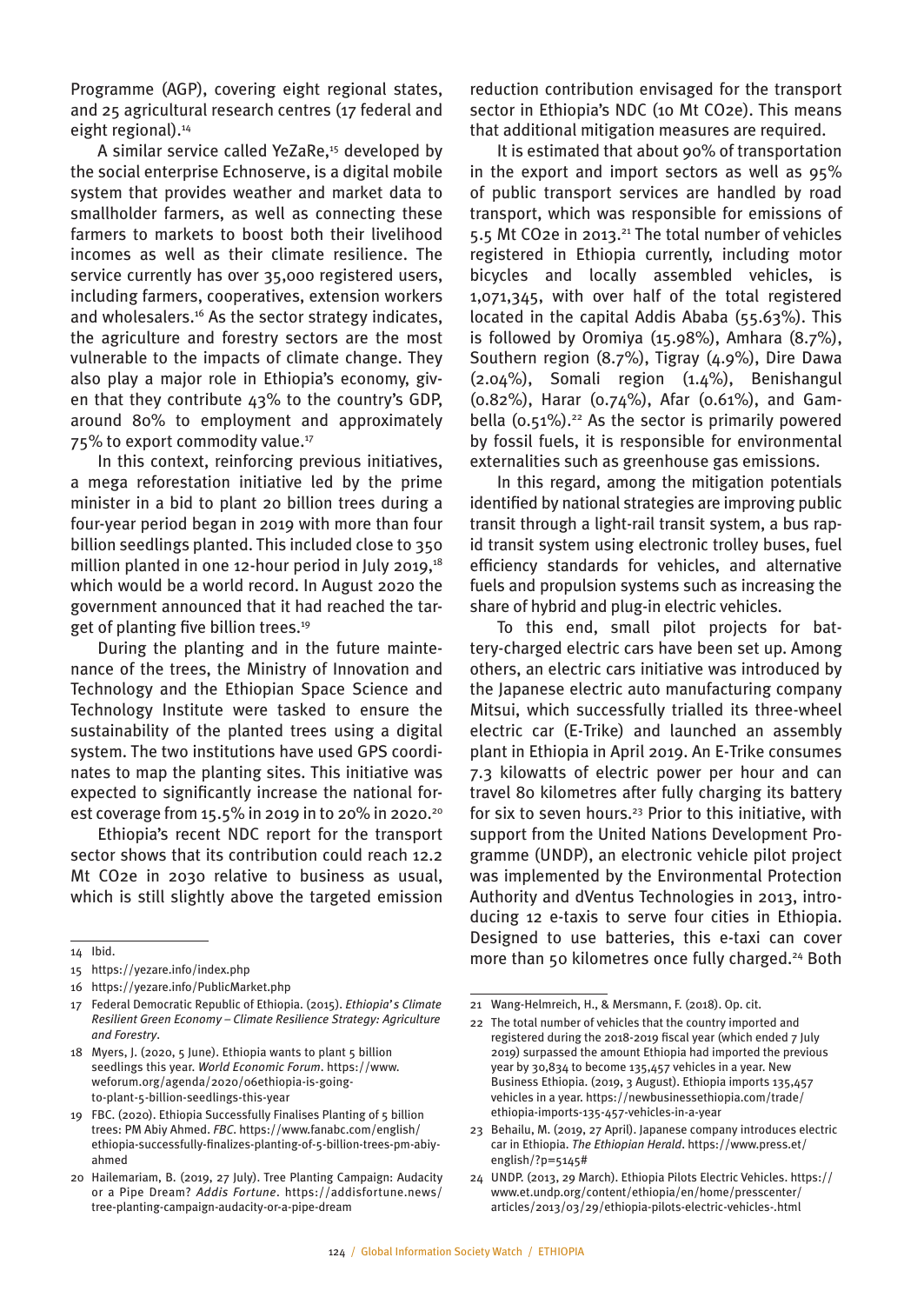Programme (AGP), covering eight regional states, and 25 agricultural research centres (17 federal and eight regional).[14]

A similar service called YeZaRe,[15] developed by the social enterprise Echnoserve, is a digital mobile system that provides weather and market data to smallholder farmers, as well as connecting these farmers to markets to boost both their livelihood incomes as well as their climate resilience. The service currently has over 35,000 registered users, including farmers, cooperatives, extension workers and wholesalers.[16] As the sector strategy indicates, the agriculture and forestry sectors are the most vulnerable to the impacts of climate change. They also play a major role in Ethiopia's economy, given that they contribute 43% to the country's GDP, around 80% to employment and approximately 75% to export commodity value.[17]

In this context, reinforcing previous initiatives, a mega reforestation initiative led by the prime minister in a bid to plant 20 billion trees during a four-year period began in 2019 with more than four billion seedlings planted. This included close to 350 million planted in one 12-hour period in July 2019,[18] which would be a world record. In August 2020 the government announced that it had reached the target of planting five billion trees.[19]

During the planting and in the future maintenance of the trees, the Ministry of Innovation and Technology and the Ethiopian Space Science and Technology Institute were tasked to ensure the sustainability of the planted trees using a digital system. The two institutions have used GPS coordinates to map the planting sites. This initiative was expected to significantly increase the national forest coverage from 15.5% in 2019 in to 20% in 2020.[20]

Ethiopia's recent NDC report for the transport sector shows that its contribution could reach 12.2 Mt CO2e in 2030 relative to business as usual, which is still slightly above the targeted emission reduction contribution envisaged for the transport sector in Ethiopia's NDC (10 Mt CO2e). This means that additional mitigation measures are required.

It is estimated that about 90% of transportation in the export and import sectors as well as 95% of public transport services are handled by road transport, which was responsible for emissions of 5.5 Mt CO2e in 2013.[21] The total number of vehicles registered in Ethiopia currently, including motor bicycles and locally assembled vehicles, is 1,071,345, with over half of the total registered located in the capital Addis Ababa (55.63%). This is followed by Oromiya (15.98%), Amhara (8.7%), Southern region (8.7%), Tigray (4.9%), Dire Dawa (2.04%), Somali region (1.4%), Benishangul (0.82%), Harar (0.74%), Afar (0.61%), and Gambella (0.51%).[22] As the sector is primarily powered by fossil fuels, it is responsible for environmental externalities such as greenhouse gas emissions.

In this regard, among the mitigation potentials identified by national strategies are improving public transit through a light-rail transit system, a bus rapid transit system using electronic trolley buses, fuel efficiency standards for vehicles, and alternative fuels and propulsion systems such as increasing the share of hybrid and plug-in electric vehicles.

To this end, small pilot projects for battery-charged electric cars have been set up. Among others, an electric cars initiative was introduced by the Japanese electric auto manufacturing company Mitsui, which successfully trialled its three-wheel electric car (E-Trike) and launched an assembly plant in Ethiopia in April 2019. An E-Trike consumes 7.3 kilowatts of electric power per hour and can travel 80 kilometres after fully charging its battery for six to seven hours.[23] Prior to this initiative, with support from the United Nations Development Programme (UNDP), an electronic vehicle pilot project was implemented by the Environmental Protection Authority and dVentus Technologies in 2013, introducing 12 e-taxis to serve four cities in Ethiopia. Designed to use batteries, this e-taxi can cover more than 50 kilometres once fully charged.[24] Both

---

14 Ibid.

15 https://yezare.info/index.php

16 https://yezare.info/PublicMarket.php

17 Federal Democratic Republic of Ethiopia. (2015). *Ethiopia's Climate Resilient Green Economy – Climate Resilience Strategy: Agriculture and Forestry*.

18 Myers, J. (2020, 5 June). Ethiopia wants to plant 5 billion seedlings this year. *World Economic Forum*. https://www.weforum.org/agenda/2020/06ethiopia-is-going-to-plant-5-billion-seedlings-this-year

19 FBC. (2020). Ethiopia Successfully Finalises Planting of 5 billion trees: PM Abiy Ahmed. *FBC*. https://www.fanabc.com/english/ethiopia-successfully-finalizes-planting-of-5-billion-trees-pm-abiy-ahmed

20 Hailemariam, B. (2019, 27 July). Tree Planting Campaign: Audacity or a Pipe Dream? *Addis Fortune*. https://addisfortune.news/tree-planting-campaign-audacity-or-a-pipe-dream

21 Wang-Helmreich, H., & Mersmann, F. (2018). Op. cit.

22 The total number of vehicles that the country imported and registered during the 2018-2019 fiscal year (which ended 7 July 2019) surpassed the amount Ethiopia had imported the previous year by 30,834 to become 135,457 vehicles in a year. New Business Ethiopia. (2019, 3 August). Ethiopia imports 135,457 vehicles in a year. https://newbusinessethiopia.com/trade/ethiopia-imports-135-457-vehicles-in-a-year

23 Behailu, M. (2019, 27 April). Japanese company introduces electric car in Ethiopia. *The Ethiopian Herald*. https://www.press.et/english/?p=5145#

24 UNDP. (2013, 29 March). Ethiopia Pilots Electric Vehicles. https://www.et.undp.org/content/ethiopia/en/home/presscenter/articles/2013/03/29/ethiopia-pilots-electric-vehicles-.html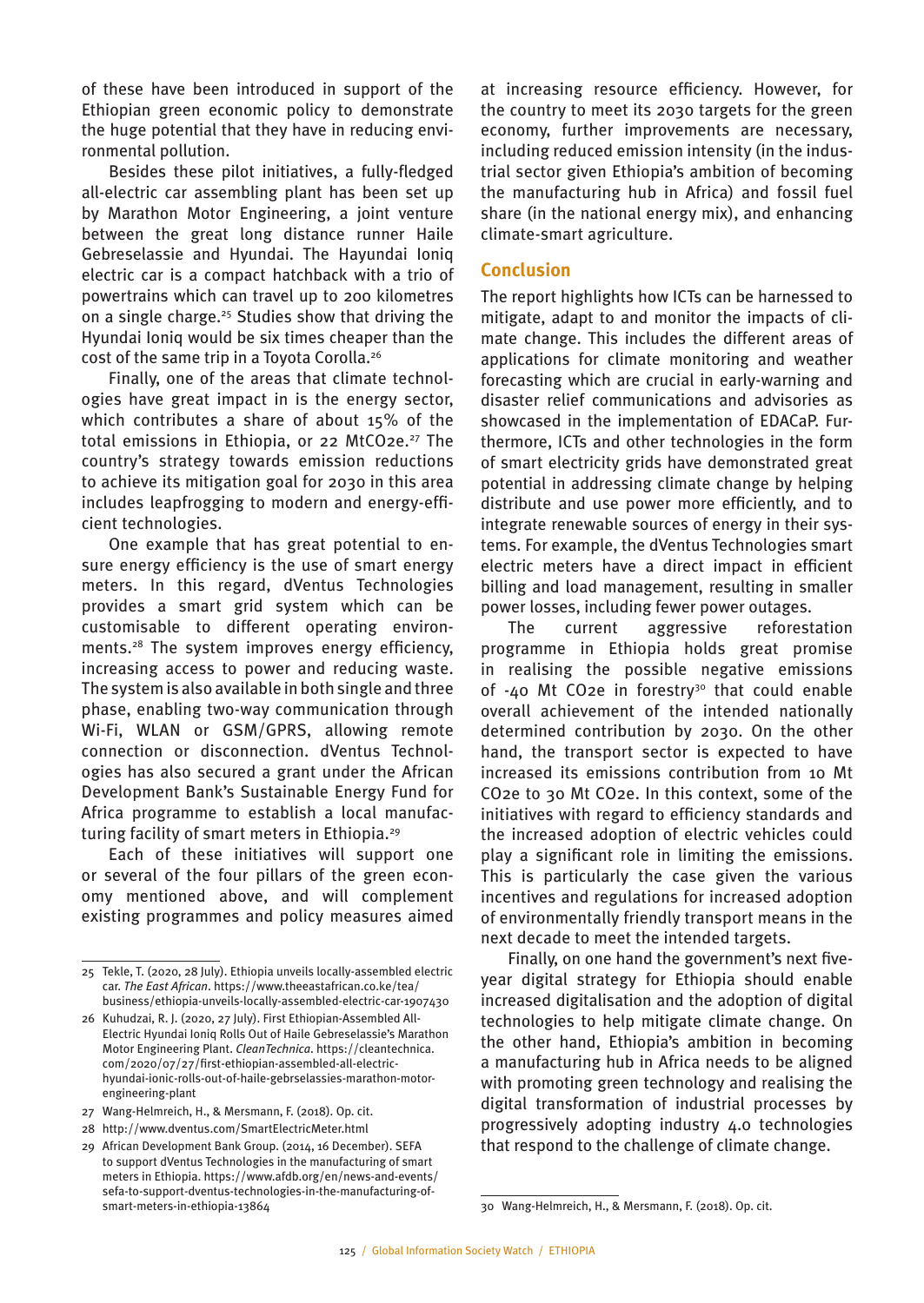of these have been introduced in support of the Ethiopian green economic policy to demonstrate the huge potential that they have in reducing environmental pollution.

Besides these pilot initiatives, a fully-fledged all-electric car assembling plant has been set up by Marathon Motor Engineering, a joint venture between the great long distance runner Haile Gebreselassie and Hyundai. The Hayundai Ioniq electric car is a compact hatchback with a trio of powertrains which can travel up to 200 kilometres on a single charge.[25] Studies show that driving the Hyundai Ioniq would be six times cheaper than the cost of the same trip in a Toyota Corolla.[26]

Finally, one of the areas that climate technologies have great impact in is the energy sector, which contributes a share of about 15% of the total emissions in Ethiopia, or 22 MtCO2e.[27] The country's strategy towards emission reductions to achieve its mitigation goal for 2030 in this area includes leapfrogging to modern and energy-efficient technologies.

One example that has great potential to ensure energy efficiency is the use of smart energy meters. In this regard, dVentus Technologies provides a smart grid system which can be customisable to different operating environments.[28] The system improves energy efficiency, increasing access to power and reducing waste. The system is also available in both single and three phase, enabling two-way communication through Wi-Fi, WLAN or GSM/GPRS, allowing remote connection or disconnection. dVentus Technologies has also secured a grant under the African Development Bank's Sustainable Energy Fund for Africa programme to establish a local manufacturing facility of smart meters in Ethiopia.[29]

Each of these initiatives will support one or several of the four pillars of the green economy mentioned above, and will complement existing programmes and policy measures aimed at increasing resource efficiency. However, for the country to meet its 2030 targets for the green economy, further improvements are necessary, including reduced emission intensity (in the industrial sector given Ethiopia's ambition of becoming the manufacturing hub in Africa) and fossil fuel share (in the national energy mix), and enhancing climate-smart agriculture.

## Conclusion

The report highlights how ICTs can be harnessed to mitigate, adapt to and monitor the impacts of climate change. This includes the different areas of applications for climate monitoring and weather forecasting which are crucial in early-warning and disaster relief communications and advisories as showcased in the implementation of EDACaP. Furthermore, ICTs and other technologies in the form of smart electricity grids have demonstrated great potential in addressing climate change by helping distribute and use power more efficiently, and to integrate renewable sources of energy in their systems. For example, the dVentus Technologies smart electric meters have a direct impact in efficient billing and load management, resulting in smaller power losses, including fewer power outages.

The current aggressive reforestation programme in Ethiopia holds great promise in realising the possible negative emissions of -40 Mt CO2e in forestry[30] that could enable overall achievement of the intended nationally determined contribution by 2030. On the other hand, the transport sector is expected to have increased its emissions contribution from 10 Mt CO2e to 30 Mt CO2e. In this context, some of the initiatives with regard to efficiency standards and the increased adoption of electric vehicles could play a significant role in limiting the emissions. This is particularly the case given the various incentives and regulations for increased adoption of environmentally friendly transport means in the next decade to meet the intended targets.

Finally, on one hand the government's next five-year digital strategy for Ethiopia should enable increased digitalisation and the adoption of digital technologies to help mitigate climate change. On the other hand, Ethiopia's ambition in becoming a manufacturing hub in Africa needs to be aligned with promoting green technology and realising the digital transformation of industrial processes by progressively adopting industry 4.0 technologies that respond to the challenge of climate change.

---

25 Tekle, T. (2020, 28 July). Ethiopia unveils locally-assembled electric car. *The East African*. https://www.theeastafrican.co.ke/tea/business/ethiopia-unveils-locally-assembled-electric-car-1907430

26 Kuhudzai, R. J. (2020, 27 July). First Ethiopian-Assembled All-Electric Hyundai Ioniq Rolls Out of Haile Gebreselassie's Marathon Motor Engineering Plant. *CleanTechnica*. https://cleantechnica.com/2020/07/27/first-ethiopian-assembled-all-electric-hyundai-ionic-rolls-out-of-haile-gebrselassies-marathon-motor-engineering-plant

27 Wang-Helmreich, H., & Mersmann, F. (2018). Op. cit.

28 http://www.dventus.com/SmartElectricMeter.html

29 African Development Bank Group. (2014, 16 December). SEFA to support dVentus Technologies in the manufacturing of smart meters in Ethiopia. https://www.afdb.org/en/news-and-events/sefa-to-support-dventus-technologies-in-the-manufacturing-of-smart-meters-in-ethiopia-13864

30 Wang-Helmreich, H., & Mersmann, F. (2018). Op. cit.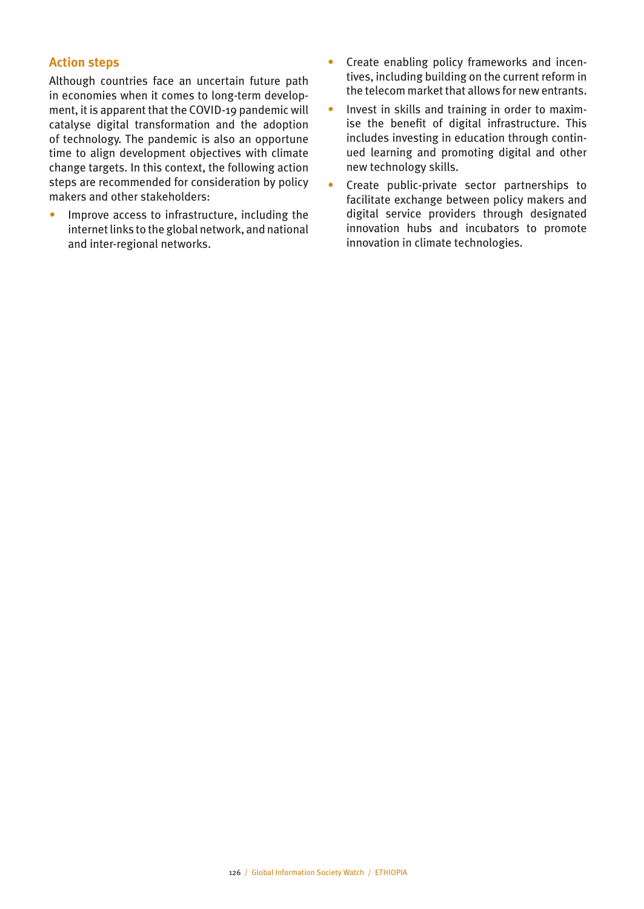## Action steps

Although countries face an uncertain future path in economies when it comes to long-term development, it is apparent that the COVID-19 pandemic will catalyse digital transformation and the adoption of technology. The pandemic is also an opportune time to align development objectives with climate change targets. In this context, the following action steps are recommended for consideration by policy makers and other stakeholders:

- Improve access to infrastructure, including the internet links to the global network, and national and inter-regional networks.
- Create enabling policy frameworks and incentives, including building on the current reform in the telecom market that allows for new entrants.
- Invest in skills and training in order to maximise the benefit of digital infrastructure. This includes investing in education through continued learning and promoting digital and other new technology skills.
- Create public-private sector partnerships to facilitate exchange between policy makers and digital service providers through designated innovation hubs and incubators to promote innovation in climate technologies.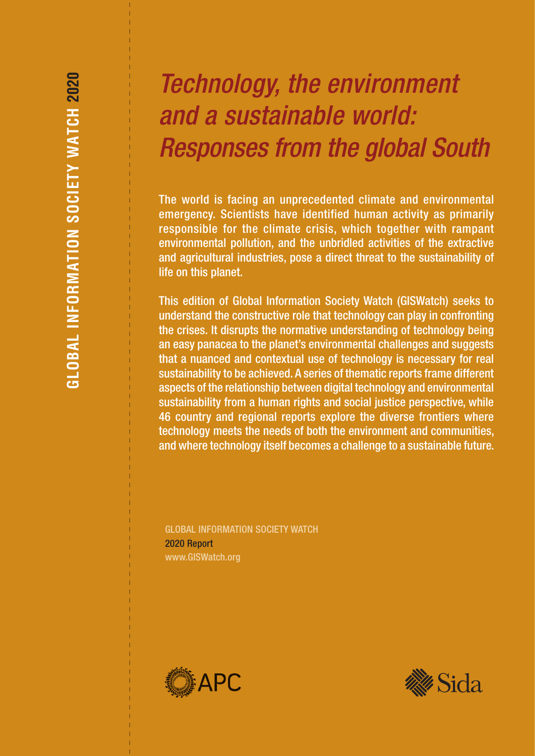GLOBAL INFORMATION SOCIETY WATCH 2020

# *Technology, the environment and a sustainable world: Responses from the global South*

The world is facing an unprecedented climate and environmental emergency. Scientists have identified human activity as primarily responsible for the climate crisis, which together with rampant environmental pollution, and the unbridled activities of the extractive and agricultural industries, pose a direct threat to the sustainability of life on this planet.

This edition of Global Information Society Watch (GISWatch) seeks to understand the constructive role that technology can play in confronting the crises. It disrupts the normative understanding of technology being an easy panacea to the planet's environmental challenges and suggests that a nuanced and contextual use of technology is necessary for real sustainability to be achieved. A series of thematic reports frame different aspects of the relationship between digital technology and environmental sustainability from a human rights and social justice perspective, while 46 country and regional reports explore the diverse frontiers where technology meets the needs of both the environment and communities, and where technology itself becomes a challenge to a sustainable future.

GLOBAL INFORMATION SOCIETY WATCH
2020 Report
www.GISWatch.org

APC

Sida